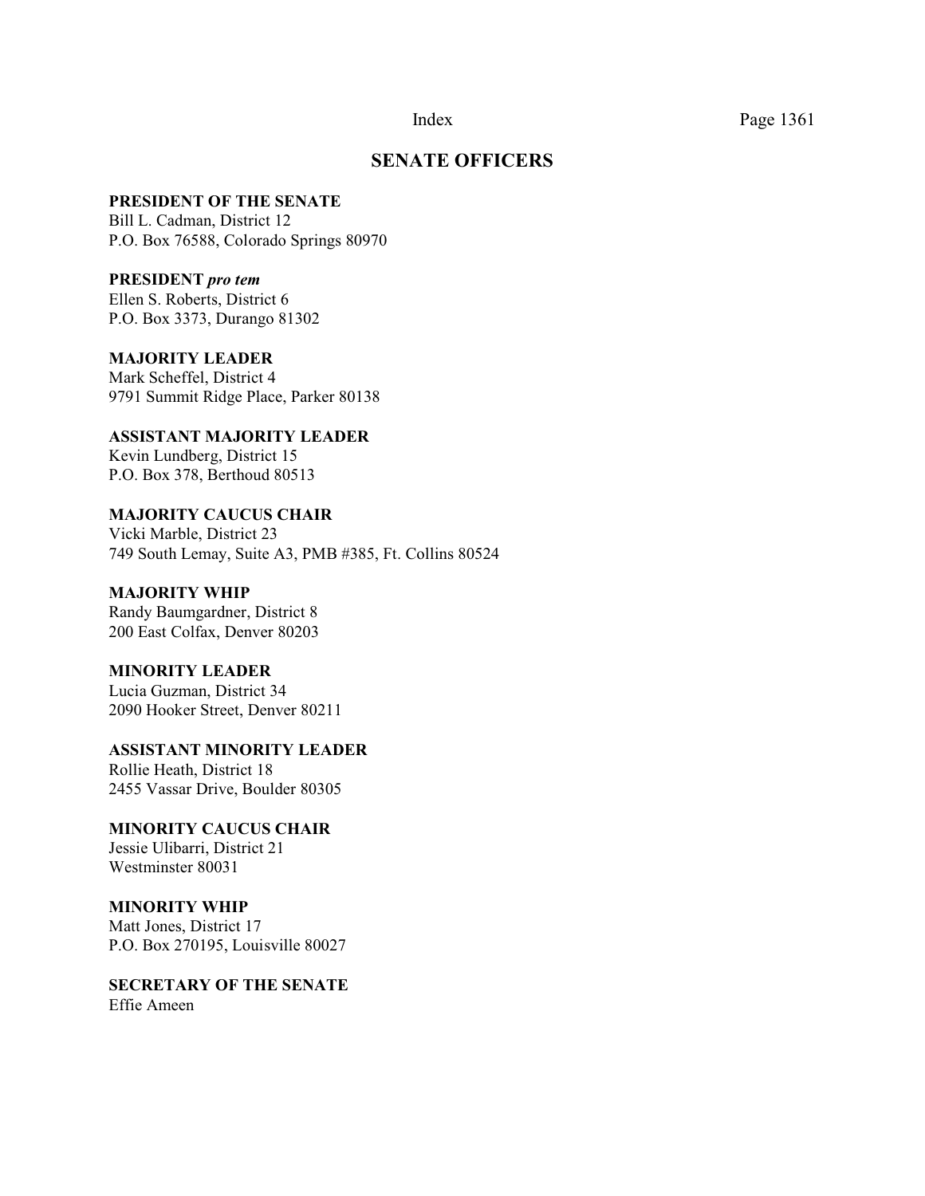# SENATE OFFICERS

**PRESIDENT OF THE SENATE**
Bill L. Cadman, District 12
P.O. Box 76588, Colorado Springs 80970

**PRESIDENT *pro tem***
Ellen S. Roberts, District 6
P.O. Box 3373, Durango 81302

**MAJORITY LEADER**
Mark Scheffel, District 4
9791 Summit Ridge Place, Parker 80138

**ASSISTANT MAJORITY LEADER**
Kevin Lundberg, District 15
P.O. Box 378, Berthoud 80513

**MAJORITY CAUCUS CHAIR**
Vicki Marble, District 23
749 South Lemay, Suite A3, PMB #385, Ft. Collins 80524

**MAJORITY WHIP**
Randy Baumgardner, District 8
200 East Colfax, Denver 80203

**MINORITY LEADER**
Lucia Guzman, District 34
2090 Hooker Street, Denver 80211

**ASSISTANT MINORITY LEADER**
Rollie Heath, District 18
2455 Vassar Drive, Boulder 80305

**MINORITY CAUCUS CHAIR**
Jessie Ulibarri, District 21
Westminster 80031

**MINORITY WHIP**
Matt Jones, District 17
P.O. Box 270195, Louisville 80027

**SECRETARY OF THE SENATE**
Effie Ameen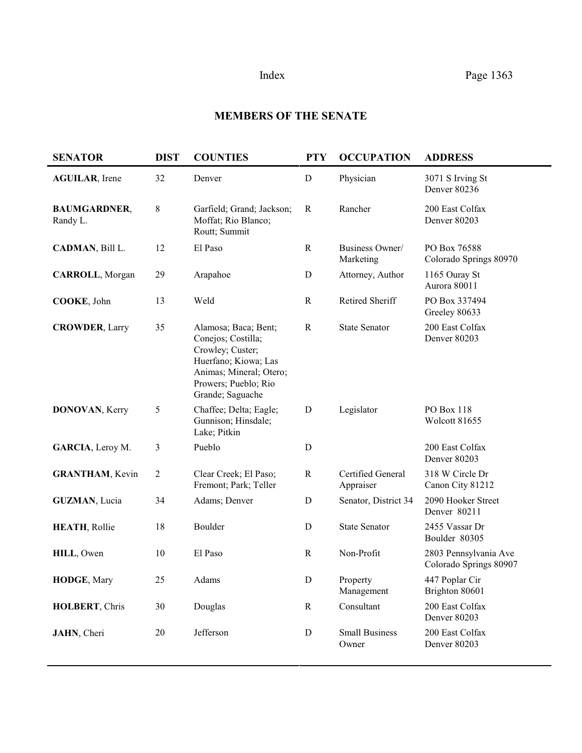## MEMBERS OF THE SENATE

| SENATOR | DIST | COUNTIES | PTY | OCCUPATION | ADDRESS |
|---|---|---|---|---|---|
| **AGUILAR**, Irene | 32 | Denver | D | Physician | 3071 S Irving St Denver 80236 |
| **BAUMGARDNER**, Randy L. | 8 | Garfield; Grand; Jackson; Moffat; Rio Blanco; Routt; Summit | R | Rancher | 200 East Colfax Denver 80203 |
| **CADMAN**, Bill L. | 12 | El Paso | R | Business Owner/ Marketing | PO Box 76588 Colorado Springs 80970 |
| **CARROLL**, Morgan | 29 | Arapahoe | D | Attorney, Author | 1165 Ouray St Aurora 80011 |
| **COOKE**, John | 13 | Weld | R | Retired Sheriff | PO Box 337494 Greeley 80633 |
| **CROWDER**, Larry | 35 | Alamosa; Baca; Bent; Conejos; Costilla; Crowley; Custer; Huerfano; Kiowa; Las Animas; Mineral; Otero; Prowers; Pueblo; Rio Grande; Saguache | R | State Senator | 200 East Colfax Denver 80203 |
| **DONOVAN**, Kerry | 5 | Chaffee; Delta; Eagle; Gunnison; Hinsdale; Lake; Pitkin | D | Legislator | PO Box 118 Wolcott 81655 |
| **GARCIA**, Leroy M. | 3 | Pueblo | D | | 200 East Colfax Denver 80203 |
| **GRANTHAM**, Kevin | 2 | Clear Creek; El Paso; Fremont; Park; Teller | R | Certified General Appraiser | 318 W Circle Dr Canon City 81212 |
| **GUZMAN**, Lucia | 34 | Adams; Denver | D | Senator, District 34 | 2090 Hooker Street Denver 80211 |
| **HEATH**, Rollie | 18 | Boulder | D | State Senator | 2455 Vassar Dr Boulder 80305 |
| **HILL**, Owen | 10 | El Paso | R | Non-Profit | 2803 Pennsylvania Ave Colorado Springs 80907 |
| **HODGE**, Mary | 25 | Adams | D | Property Management | 447 Poplar Cir Brighton 80601 |
| **HOLBERT**, Chris | 30 | Douglas | R | Consultant | 200 East Colfax Denver 80203 |
| **JAHN**, Cheri | 20 | Jefferson | D | Small Business Owner | 200 East Colfax Denver 80203 |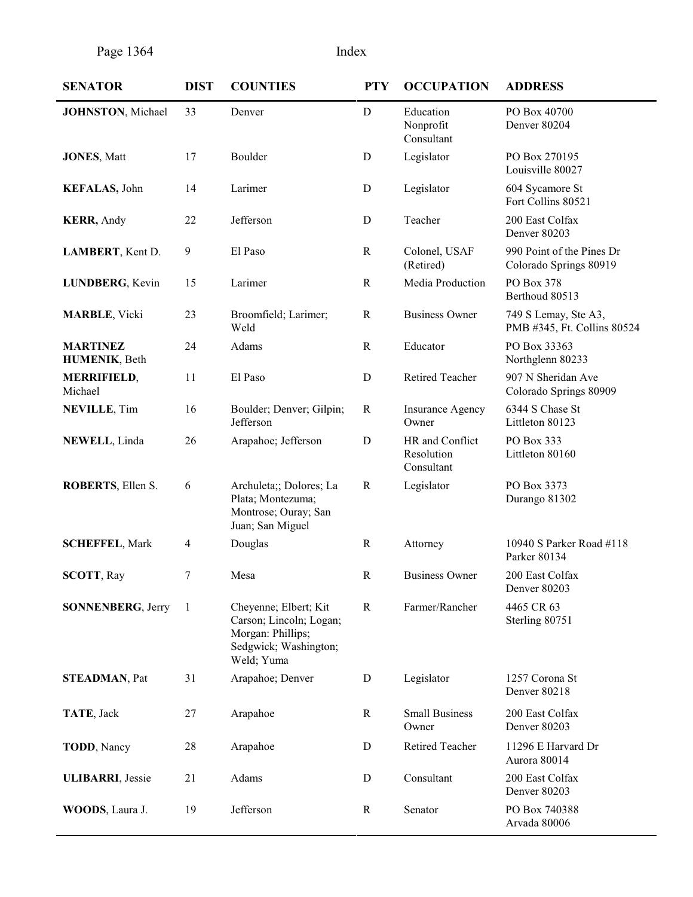| SENATOR | DIST | COUNTIES | PTY | OCCUPATION | ADDRESS |
|---|---|---|---|---|---|
| **JOHNSTON**, Michael | 33 | Denver | D | Education Nonprofit Consultant | PO Box 40700 Denver 80204 |
| **JONES**, Matt | 17 | Boulder | D | Legislator | PO Box 270195 Louisville 80027 |
| **KEFALAS,** John | 14 | Larimer | D | Legislator | 604 Sycamore St Fort Collins 80521 |
| **KERR,** Andy | 22 | Jefferson | D | Teacher | 200 East Colfax Denver 80203 |
| **LAMBERT**, Kent D. | 9 | El Paso | R | Colonel, USAF (Retired) | 990 Point of the Pines Dr Colorado Springs 80919 |
| **LUNDBERG**, Kevin | 15 | Larimer | R | Media Production | PO Box 378 Berthoud 80513 |
| **MARBLE**, Vicki | 23 | Broomfield; Larimer; Weld | R | Business Owner | 749 S Lemay, Ste A3, PMB #345, Ft. Collins 80524 |
| **MARTINEZ HUMENIK**, Beth | 24 | Adams | R | Educator | PO Box 33363 Northglenn 80233 |
| **MERRIFIELD**, Michael | 11 | El Paso | D | Retired Teacher | 907 N Sheridan Ave Colorado Springs 80909 |
| **NEVILLE**, Tim | 16 | Boulder; Denver; Gilpin; Jefferson | R | Insurance Agency Owner | 6344 S Chase St Littleton 80123 |
| **NEWELL**, Linda | 26 | Arapahoe; Jefferson | D | HR and Conflict Resolution Consultant | PO Box 333 Littleton 80160 |
| **ROBERTS**, Ellen S. | 6 | Archuleta;; Dolores; La Plata; Montezuma; Montrose; Ouray; San Juan; San Miguel | R | Legislator | PO Box 3373 Durango 81302 |
| **SCHEFFEL**, Mark | 4 | Douglas | R | Attorney | 10940 S Parker Road #118 Parker 80134 |
| **SCOTT**, Ray | 7 | Mesa | R | Business Owner | 200 East Colfax Denver 80203 |
| **SONNENBERG**, Jerry | 1 | Cheyenne; Elbert; Kit Carson; Lincoln; Logan; Morgan: Phillips; Sedgwick; Washington; Weld; Yuma | R | Farmer/Rancher | 4465 CR 63 Sterling 80751 |
| **STEADMAN**, Pat | 31 | Arapahoe; Denver | D | Legislator | 1257 Corona St Denver 80218 |
| **TATE**, Jack | 27 | Arapahoe | R | Small Business Owner | 200 East Colfax Denver 80203 |
| **TODD**, Nancy | 28 | Arapahoe | D | Retired Teacher | 11296 E Harvard Dr Aurora 80014 |
| **ULIBARRI**, Jessie | 21 | Adams | D | Consultant | 200 East Colfax Denver 80203 |
| **WOODS**, Laura J. | 19 | Jefferson | R | Senator | PO Box 740388 Arvada 80006 |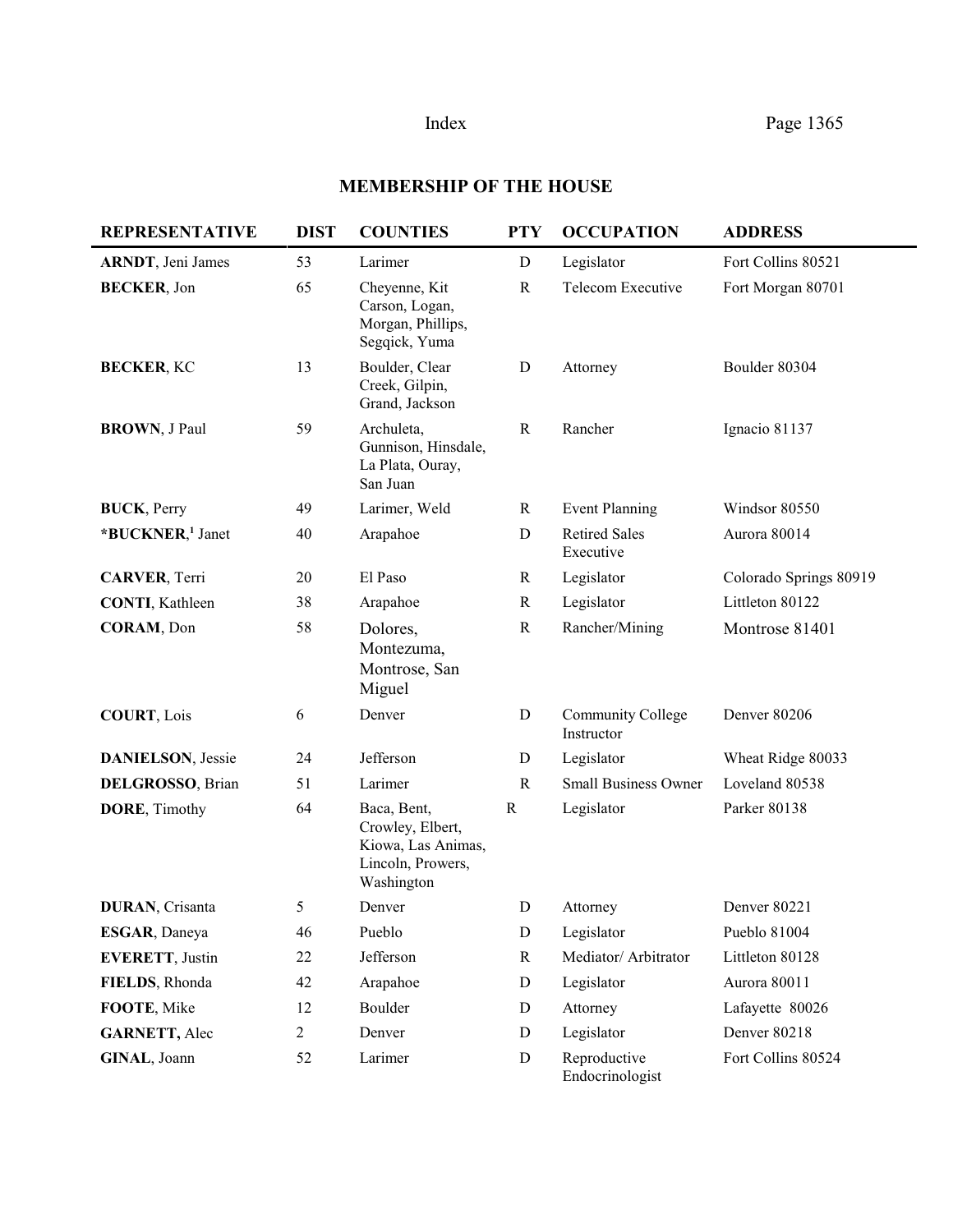## MEMBERSHIP OF THE HOUSE

| REPRESENTATIVE | DIST | COUNTIES | PTY | OCCUPATION | ADDRESS |
|---|---|---|---|---|---|
| **ARNDT**, Jeni James | 53 | Larimer | D | Legislator | Fort Collins 80521 |
| **BECKER**, Jon | 65 | Cheyenne, Kit Carson, Logan, Morgan, Phillips, Segqick, Yuma | R | Telecom Executive | Fort Morgan 80701 |
| **BECKER**, KC | 13 | Boulder, Clear Creek, Gilpin, Grand, Jackson | D | Attorney | Boulder 80304 |
| **BROWN**, J Paul | 59 | Archuleta, Gunnison, Hinsdale, La Plata, Ouray, San Juan | R | Rancher | Ignacio 81137 |
| **BUCK**, Perry | 49 | Larimer, Weld | R | Event Planning | Windsor 80550 |
| ***BUCKNER**,[1] Janet | 40 | Arapahoe | D | Retired Sales Executive | Aurora 80014 |
| **CARVER**, Terri | 20 | El Paso | R | Legislator | Colorado Springs 80919 |
| **CONTI**, Kathleen | 38 | Arapahoe | R | Legislator | Littleton 80122 |
| **CORAM**, Don | 58 | Dolores, Montezuma, Montrose, San Miguel | R | Rancher/Mining | Montrose 81401 |
| **COURT**, Lois | 6 | Denver | D | Community College Instructor | Denver 80206 |
| **DANIELSON**, Jessie | 24 | Jefferson | D | Legislator | Wheat Ridge 80033 |
| **DELGROSSO**, Brian | 51 | Larimer | R | Small Business Owner | Loveland 80538 |
| **DORE**, Timothy | 64 | Baca, Bent, Crowley, Elbert, Kiowa, Las Animas, Lincoln, Powers, Washington | R | Legislator | Parker 80138 |
| **DURAN**, Crisanta | 5 | Denver | D | Attorney | Denver 80221 |
| **ESGAR**, Daneya | 46 | Pueblo | D | Legislator | Pueblo 81004 |
| **EVERETT**, Justin | 22 | Jefferson | R | Mediator/ Arbitrator | Littleton 80128 |
| **FIELDS**, Rhonda | 42 | Arapahoe | D | Legislator | Aurora 80011 |
| **FOOTE**, Mike | 12 | Boulder | D | Attorney | Lafayette 80026 |
| **GARNETT,** Alec | 2 | Denver | D | Legislator | Denver 80218 |
| **GINAL**, Joann | 52 | Larimer | D | Reproductive Endocrinologist | Fort Collins 80524 |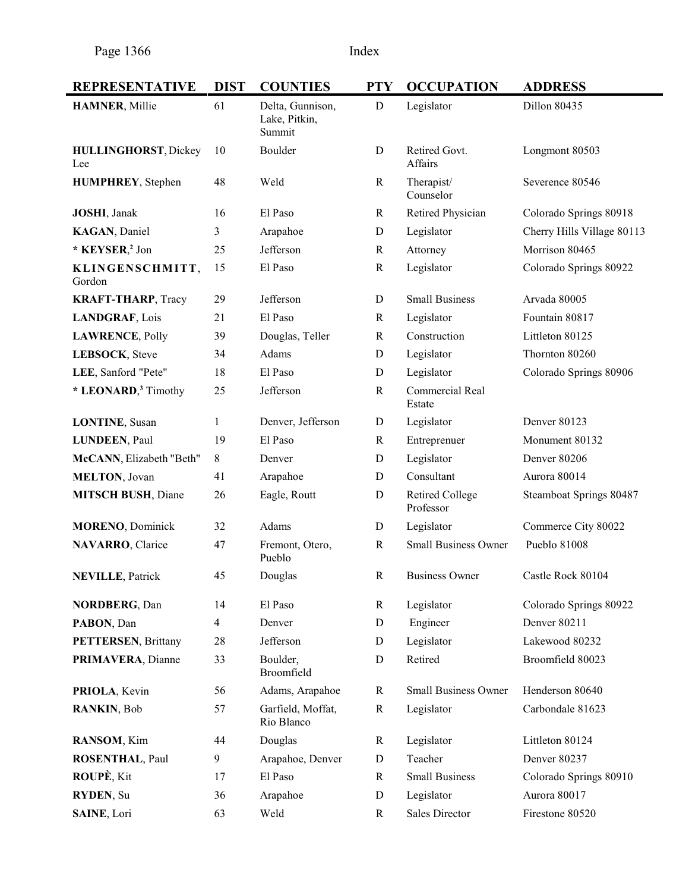| REPRESENTATIVE | DIST | COUNTIES | PTY | OCCUPATION | ADDRESS |
|---|---|---|---|---|---|
| **HAMNER**, Millie | 61 | Delta, Gunnison, Lake, Pitkin, Summit | D | Legislator | Dillon 80435 |
| **HULLINGHORST**, Dickey Lee | 10 | Boulder | D | Retired Govt. Affairs | Longmont 80503 |
| **HUMPHREY**, Stephen | 48 | Weld | R | Therapist/ Counselor | Severence 80546 |
| **JOSHI**, Janak | 16 | El Paso | R | Retired Physician | Colorado Springs 80918 |
| **KAGAN**, Daniel | 3 | Arapahoe | D | Legislator | Cherry Hills Village 80113 |
| * **KEYSER**,[2] Jon | 25 | Jefferson | R | Attorney | Morrison 80465 |
| **KLINGENSCHMITT**, Gordon | 15 | El Paso | R | Legislator | Colorado Springs 80922 |
| **KRAFT-THARP**, Tracy | 29 | Jefferson | D | Small Business | Arvada 80005 |
| **LANDGRAF**, Lois | 21 | El Paso | R | Legislator | Fountain 80817 |
| **LAWRENCE**, Polly | 39 | Douglas, Teller | R | Construction | Littleton 80125 |
| **LEBSOCK**, Steve | 34 | Adams | D | Legislator | Thornton 80260 |
| **LEE**, Sanford "Pete" | 18 | El Paso | D | Legislator | Colorado Springs 80906 |
| * **LEONARD**,[3] Timothy | 25 | Jefferson | R | Commercial Real Estate | |
| **LONTINE**, Susan | 1 | Denver, Jefferson | D | Legislator | Denver 80123 |
| **LUNDEEN**, Paul | 19 | El Paso | R | Entreprenuer | Monument 80132 |
| **McCANN**, Elizabeth "Beth" | 8 | Denver | D | Legislator | Denver 80206 |
| **MELTON**, Jovan | 41 | Arapahoe | D | Consultant | Aurora 80014 |
| **MITSCH BUSH**, Diane | 26 | Eagle, Routt | D | Retired College Professor | Steamboat Springs 80487 |
| **MORENO**, Dominick | 32 | Adams | D | Legislator | Commerce City 80022 |
| **NAVARRO**, Clarice | 47 | Fremont, Otero, Pueblo | R | Small Business Owner | Pueblo 81008 |
| **NEVILLE**, Patrick | 45 | Douglas | R | Business Owner | Castle Rock 80104 |
| **NORDBERG**, Dan | 14 | El Paso | R | Legislator | Colorado Springs 80922 |
| **PABON**, Dan | 4 | Denver | D | Engineer | Denver 80211 |
| **PETTERSEN**, Brittany | 28 | Jefferson | D | Legislator | Lakewood 80232 |
| **PRIMAVERA**, Dianne | 33 | Boulder, Broomfield | D | Retired | Broomfield 80023 |
| **PRIOLA**, Kevin | 56 | Adams, Arapahoe | R | Small Business Owner | Henderson 80640 |
| **RANKIN**, Bob | 57 | Garfield, Moffat, Rio Blanco | R | Legislator | Carbondale 81623 |
| **RANSOM**, Kim | 44 | Douglas | R | Legislator | Littleton 80124 |
| **ROSENTHAL**, Paul | 9 | Arapahoe, Denver | D | Teacher | Denver 80237 |
| **ROUPÈ**, Kit | 17 | El Paso | R | Small Business | Colorado Springs 80910 |
| **RYDEN**, Su | 36 | Arapahoe | D | Legislator | Aurora 80017 |
| **SAINE**, Lori | 63 | Weld | R | Sales Director | Firestone 80520 |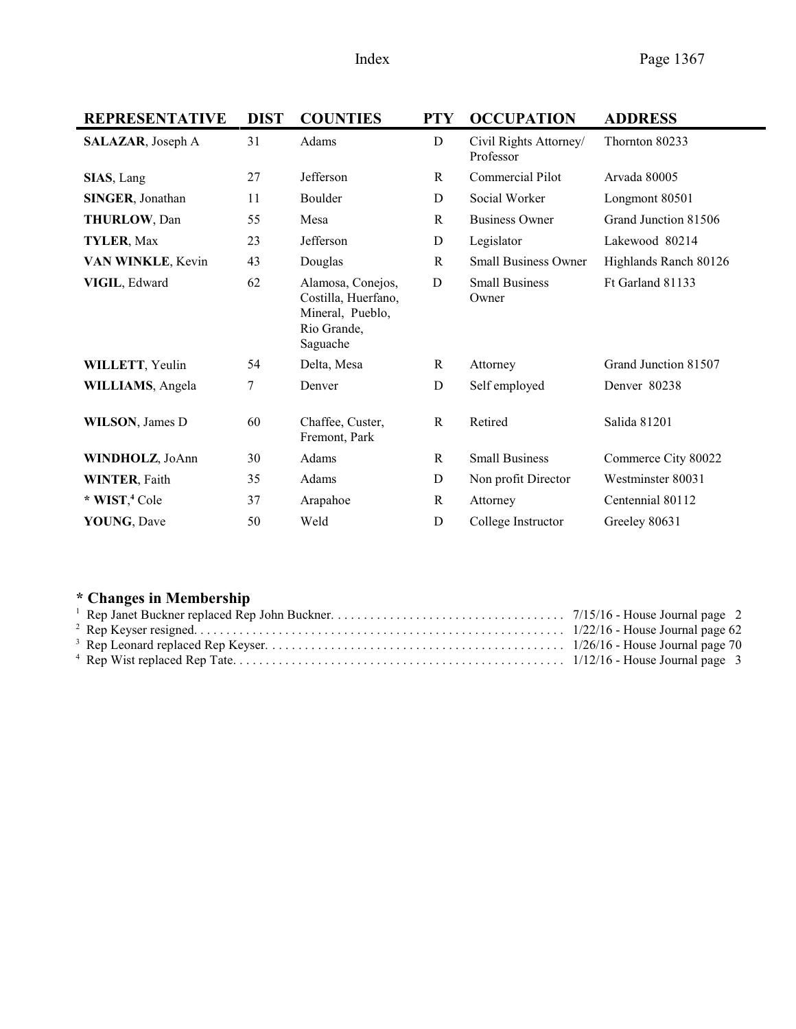| REPRESENTATIVE | DIST | COUNTIES | PTY | OCCUPATION | ADDRESS |
|---|---|---|---|---|---|
| **SALAZAR**, Joseph A | 31 | Adams | D | Civil Rights Attorney/ Professor | Thornton 80233 |
| **SIAS**, Lang | 27 | Jefferson | R | Commercial Pilot | Arvada 80005 |
| **SINGER**, Jonathan | 11 | Boulder | D | Social Worker | Longmont 80501 |
| **THURLOW**, Dan | 55 | Mesa | R | Business Owner | Grand Junction 81506 |
| **TYLER**, Max | 23 | Jefferson | D | Legislator | Lakewood 80214 |
| **VAN WINKLE**, Kevin | 43 | Douglas | R | Small Business Owner | Highlands Ranch 80126 |
| **VIGIL**, Edward | 62 | Alamosa, Conejos, Costilla, Huerfano, Mineral, Pueblo, Rio Grande, Saguache | D | Small Business Owner | Ft Garland 81133 |
| **WILLETT**, Yeulin | 54 | Delta, Mesa | R | Attorney | Grand Junction 81507 |
| **WILLIAMS**, Angela | 7 | Denver | D | Self employed | Denver 80238 |
| **WILSON**, James D | 60 | Chaffee, Custer, Fremont, Park | R | Retired | Salida 81201 |
| **WINDHOLZ**, JoAnn | 30 | Adams | R | Small Business | Commerce City 80022 |
| **WINTER**, Faith | 35 | Adams | D | Non profit Director | Westminster 80031 |
| * **WIST**,[4] Cole | 37 | Arapahoe | R | Attorney | Centennial 80112 |
| **YOUNG**, Dave | 50 | Weld | D | College Instructor | Greeley 80631 |

## * Changes in Membership

[1] Rep Janet Buckner replaced Rep John Buckner. . . . . . . . . . . . . . . . . . . . . . . . . . . . . . . . . . . . 7/15/16 - House Journal page 2

[2] Rep Keyser resigned. . . . . . . . . . . . . . . . . . . . . . . . . . . . . . . . . . . . . . . . . . . . . . . . . . . . . . . 1/22/16 - House Journal page 62

[3] Rep Leonard replaced Rep Keyser. . . . . . . . . . . . . . . . . . . . . . . . . . . . . . . . . . . . . . . . . . . . . 1/26/16 - House Journal page 70

[4] Rep Wist replaced Rep Tate. . . . . . . . . . . . . . . . . . . . . . . . . . . . . . . . . . . . . . . . . . . . . . . . . 1/12/16 - House Journal page 3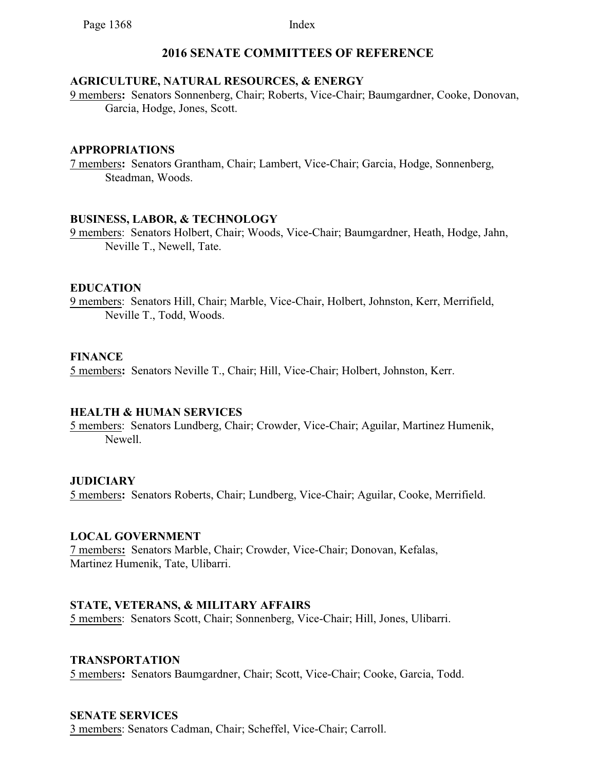# 2016 SENATE COMMITTEES OF REFERENCE

**AGRICULTURE, NATURAL RESOURCES, & ENERGY**

9 members**:** Senators Sonnenberg, Chair; Roberts, Vice-Chair; Baumgardner, Cooke, Donovan, Garcia, Hodge, Jones, Scott.

**APPROPRIATIONS**

7 members**:** Senators Grantham, Chair; Lambert, Vice-Chair; Garcia, Hodge, Sonnenberg, Steadman, Woods.

**BUSINESS, LABOR, & TECHNOLOGY**

9 members: Senators Holbert, Chair; Woods, Vice-Chair; Baumgardner, Heath, Hodge, Jahn, Neville T., Newell, Tate.

**EDUCATION**

9 members: Senators Hill, Chair; Marble, Vice-Chair, Holbert, Johnston, Kerr, Merrifield, Neville T., Todd, Woods.

**FINANCE**

5 members**:** Senators Neville T., Chair; Hill, Vice-Chair; Holbert, Johnston, Kerr.

**HEALTH & HUMAN SERVICES**

5 members: Senators Lundberg, Chair; Crowder, Vice-Chair; Aguilar, Martinez Humenik, Newell.

**JUDICIARY**

5 members**:** Senators Roberts, Chair; Lundberg, Vice-Chair; Aguilar, Cooke, Merrifield.

**LOCAL GOVERNMENT**

7 members**:** Senators Marble, Chair; Crowder, Vice-Chair; Donovan, Kefalas, Martinez Humenik, Tate, Ulibarri.

**STATE, VETERANS, & MILITARY AFFAIRS**

5 members: Senators Scott, Chair; Sonnenberg, Vice-Chair; Hill, Jones, Ulibarri.

**TRANSPORTATION**

5 members**:** Senators Baumgardner, Chair; Scott, Vice-Chair; Cooke, Garcia, Todd.

**SENATE SERVICES**

3 members: Senators Cadman, Chair; Scheffel, Vice-Chair; Carroll.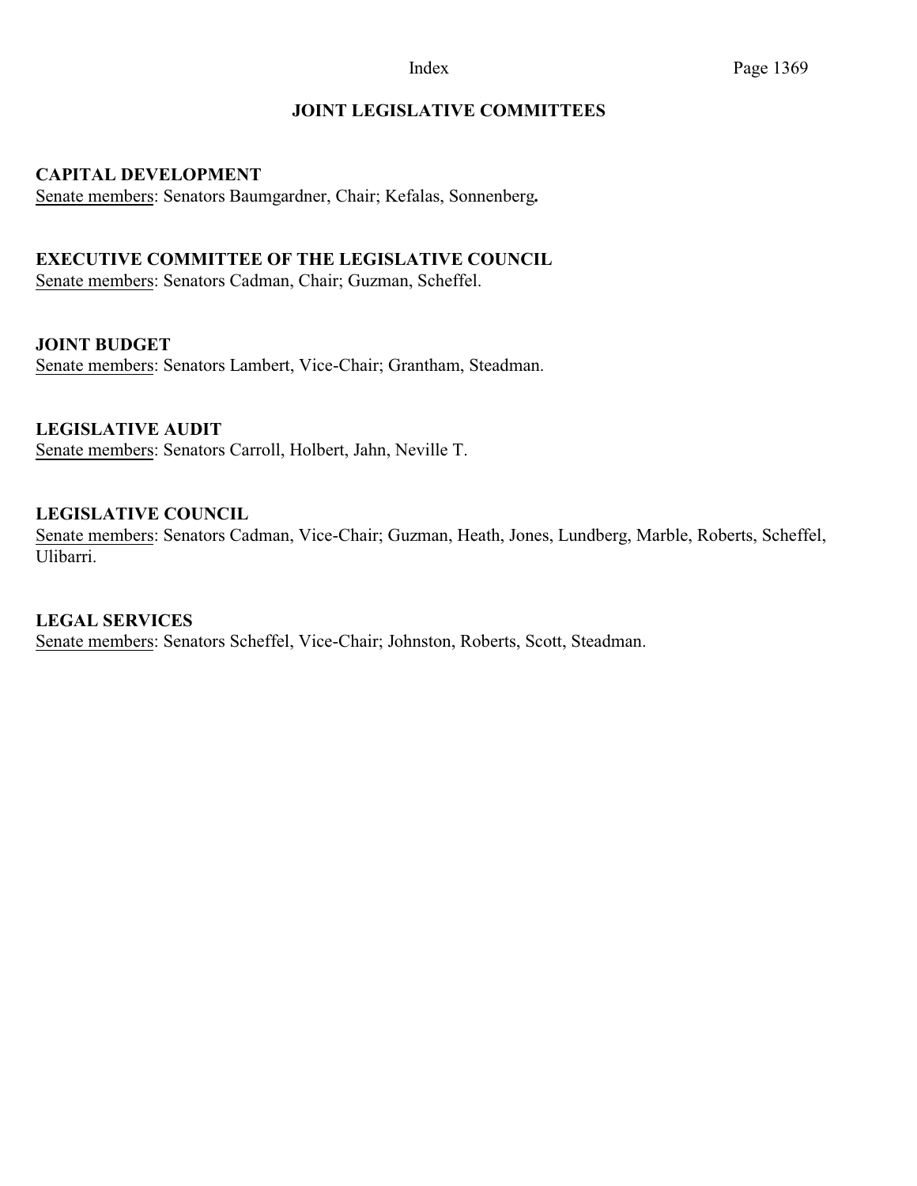# JOINT LEGISLATIVE COMMITTEES

## CAPITAL DEVELOPMENT

Senate members: Senators Baumgardner, Chair; Kefalas, Sonnenberg.

## EXECUTIVE COMMITTEE OF THE LEGISLATIVE COUNCIL

Senate members: Senators Cadman, Chair; Guzman, Scheffel.

## JOINT BUDGET

Senate members: Senators Lambert, Vice-Chair; Grantham, Steadman.

## LEGISLATIVE AUDIT

Senate members: Senators Carroll, Holbert, Jahn, Neville T.

## LEGISLATIVE COUNCIL

Senate members: Senators Cadman, Vice-Chair; Guzman, Heath, Jones, Lundberg, Marble, Roberts, Scheffel, Ulibarri.

## LEGAL SERVICES

Senate members: Senators Scheffel, Vice-Chair; Johnston, Roberts, Scott, Steadman.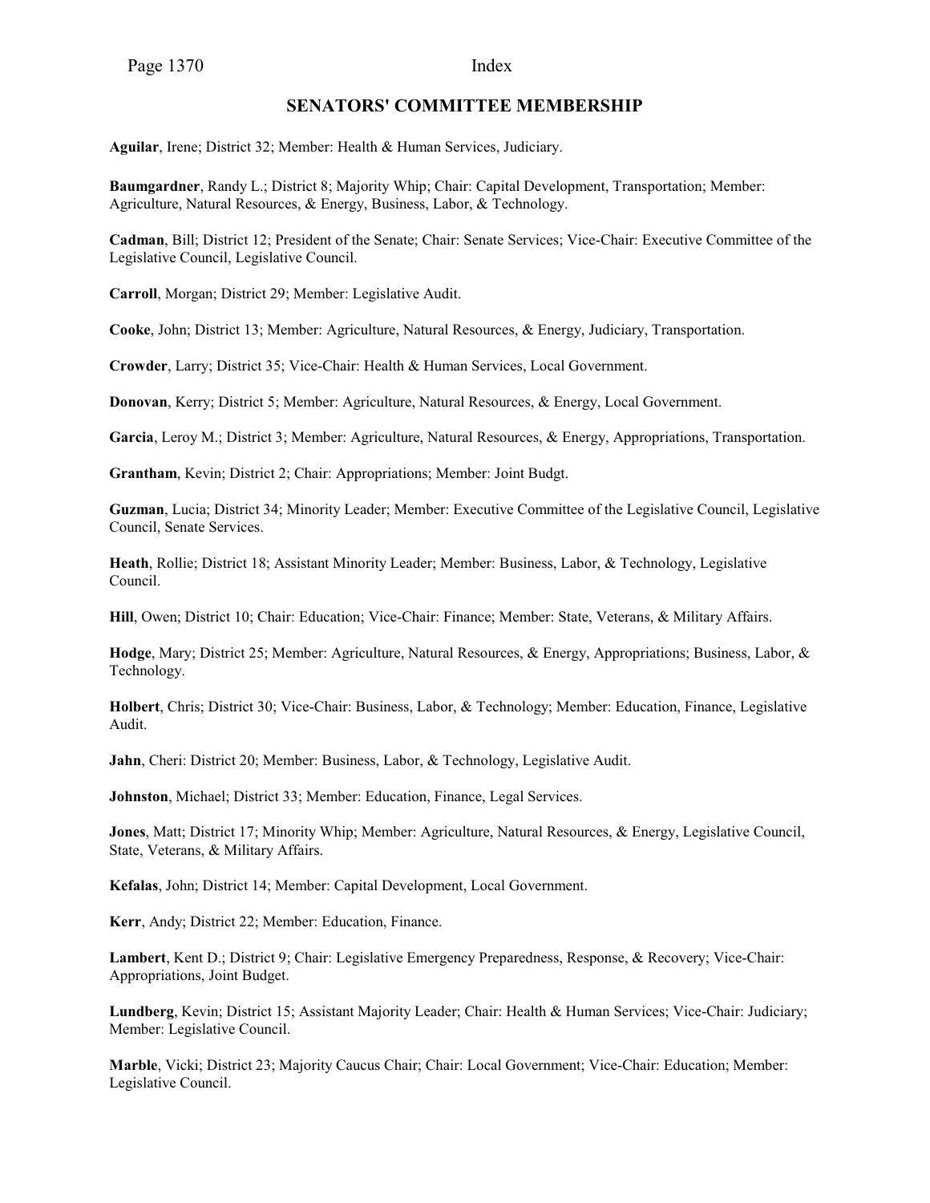## SENATORS' COMMITTEE MEMBERSHIP

**Aguilar**, Irene; District 32; Member: Health & Human Services, Judiciary.

**Baumgardner**, Randy L.; District 8; Majority Whip; Chair: Capital Development, Transportation; Member: Agriculture, Natural Resources, & Energy, Business, Labor, & Technology.

**Cadman**, Bill; District 12; President of the Senate; Chair: Senate Services; Vice-Chair: Executive Committee of the Legislative Council, Legislative Council.

**Carroll**, Morgan; District 29; Member: Legislative Audit.

**Cooke**, John; District 13; Member: Agriculture, Natural Resources, & Energy, Judiciary, Transportation.

**Crowder**, Larry; District 35; Vice-Chair: Health & Human Services, Local Government.

**Donovan**, Kerry; District 5; Member: Agriculture, Natural Resources, & Energy, Local Government.

**Garcia**, Leroy M.; District 3; Member: Agriculture, Natural Resources, & Energy, Appropriations, Transportation.

**Grantham**, Kevin; District 2; Chair: Appropriations; Member: Joint Budgt.

**Guzman**, Lucia; District 34; Minority Leader; Member: Executive Committee of the Legislative Council, Legislative Council, Senate Services.

**Heath**, Rollie; District 18; Assistant Minority Leader; Member: Business, Labor, & Technology, Legislative Council.

**Hill**, Owen; District 10; Chair: Education; Vice-Chair: Finance; Member: State, Veterans, & Military Affairs.

**Hodge**, Mary; District 25; Member: Agriculture, Natural Resources, & Energy, Appropriations; Business, Labor, & Technology.

**Holbert**, Chris; District 30; Vice-Chair: Business, Labor, & Technology; Member: Education, Finance, Legislative Audit.

**Jahn**, Cheri: District 20; Member: Business, Labor, & Technology, Legislative Audit.

**Johnston**, Michael; District 33; Member: Education, Finance, Legal Services.

**Jones**, Matt; District 17; Minority Whip; Member: Agriculture, Natural Resources, & Energy, Legislative Council, State, Veterans, & Military Affairs.

**Kefalas**, John; District 14; Member: Capital Development, Local Government.

**Kerr**, Andy; District 22; Member: Education, Finance.

**Lambert**, Kent D.; District 9; Chair: Legislative Emergency Preparedness, Response, & Recovery; Vice-Chair: Appropriations, Joint Budget.

**Lundberg**, Kevin; District 15; Assistant Majority Leader; Chair: Health & Human Services; Vice-Chair: Judiciary; Member: Legislative Council.

**Marble**, Vicki; District 23; Majority Caucus Chair; Chair: Local Government; Vice-Chair: Education; Member: Legislative Council.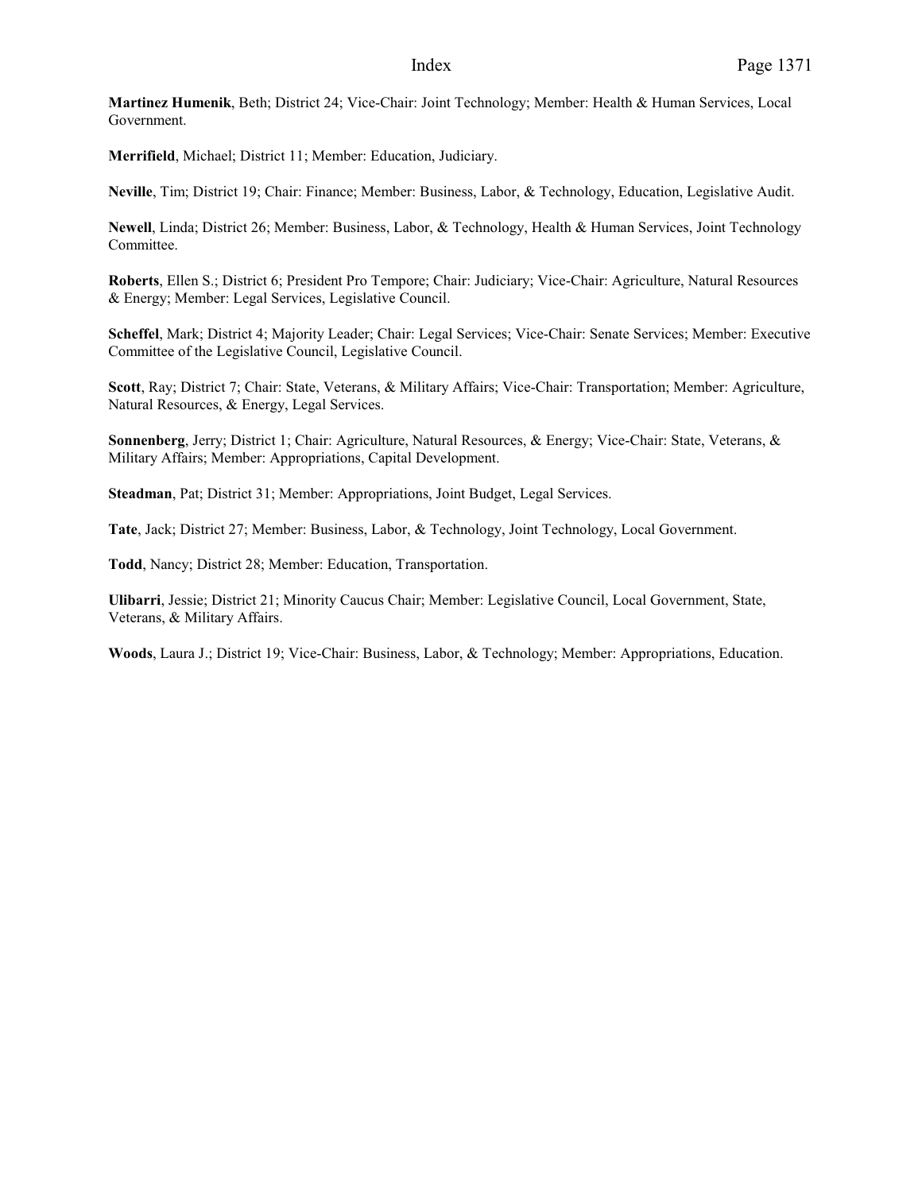**Martinez Humenik**, Beth; District 24; Vice-Chair: Joint Technology; Member: Health & Human Services, Local Government.

**Merrifield**, Michael; District 11; Member: Education, Judiciary.

**Neville**, Tim; District 19; Chair: Finance; Member: Business, Labor, & Technology, Education, Legislative Audit.

**Newell**, Linda; District 26; Member: Business, Labor, & Technology, Health & Human Services, Joint Technology Committee.

**Roberts**, Ellen S.; District 6; President Pro Tempore; Chair: Judiciary; Vice-Chair: Agriculture, Natural Resources & Energy; Member: Legal Services, Legislative Council.

**Scheffel**, Mark; District 4; Majority Leader; Chair: Legal Services; Vice-Chair: Senate Services; Member: Executive Committee of the Legislative Council, Legislative Council.

**Scott**, Ray; District 7; Chair: State, Veterans, & Military Affairs; Vice-Chair: Transportation; Member: Agriculture, Natural Resources, & Energy, Legal Services.

**Sonnenberg**, Jerry; District 1; Chair: Agriculture, Natural Resources, & Energy; Vice-Chair: State, Veterans, & Military Affairs; Member: Appropriations, Capital Development.

**Steadman**, Pat; District 31; Member: Appropriations, Joint Budget, Legal Services.

**Tate**, Jack; District 27; Member: Business, Labor, & Technology, Joint Technology, Local Government.

**Todd**, Nancy; District 28; Member: Education, Transportation.

**Ulibarri**, Jessie; District 21; Minority Caucus Chair; Member: Legislative Council, Local Government, State, Veterans, & Military Affairs.

**Woods**, Laura J.; District 19; Vice-Chair: Business, Labor, & Technology; Member: Appropriations, Education.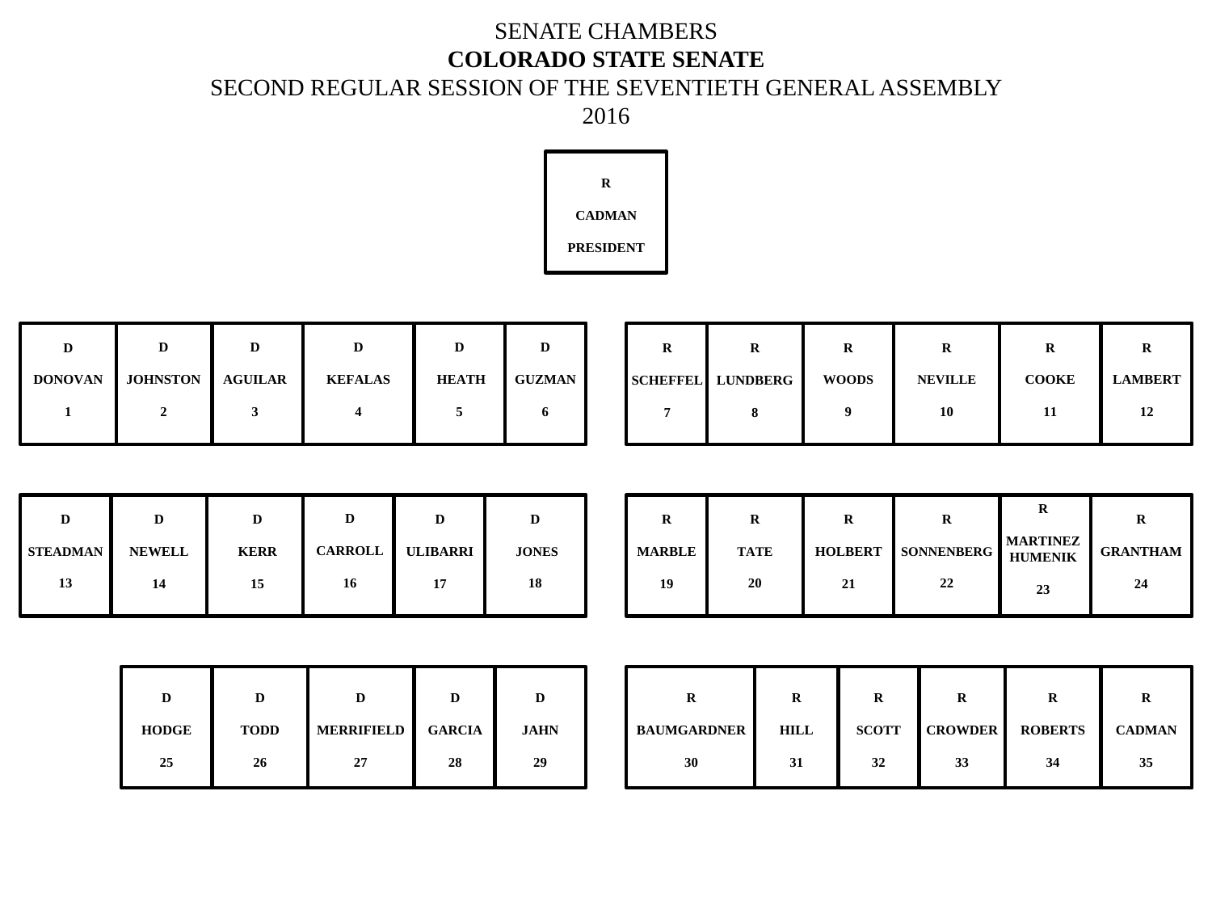SENATE CHAMBERS

**COLORADO STATE SENATE**

SECOND REGULAR SESSION OF THE SEVENTIETH GENERAL ASSEMBLY

2016

| |
|---|
| R<br>CADMAN<br>PRESIDENT |

| | | | | | |
|---|---|---|---|---|---|
| D<br>DONOVAN<br>1 | D<br>JOHNSTON<br>2 | D<br>AGUILAR<br>3 | D<br>KEFALAS<br>4 | D<br>HEATH<br>5 | D<br>GUZMAN<br>6 |
| D<br>STEADMAN<br>13 | D<br>NEWELL<br>14 | D<br>KERR<br>15 | D<br>CARROLL<br>16 | D<br>ULIBARRI<br>17 | D<br>JONES<br>18 |
| | D<br>HODGE<br>25 | D<br>TODD<br>26 | D<br>MERRIFIELD<br>27 | D<br>GARCIA<br>28 | D<br>JAHN<br>29 |

| | | | | | |
|---|---|---|---|---|---|
| R<br>SCHEFFEL<br>7 | R<br>LUNDBERG<br>8 | R<br>WOODS<br>9 | R<br>NEVILLE<br>10 | R<br>COOKE<br>11 | R<br>LAMBERT<br>12 |
| R<br>MARBLE<br>19 | R<br>TATE<br>20 | R<br>HOLBERT<br>21 | R<br>SONNENBERG<br>22 | R<br>MARTINEZ HUMENIK<br>23 | R<br>GRANTHAM<br>24 |
| R<br>BAUMGARDNER<br>30 | R<br>HILL<br>31 | R<br>SCOTT<br>32 | R<br>CROWDER<br>33 | R<br>ROBERTS<br>34 | R<br>CADMAN<br>35 |